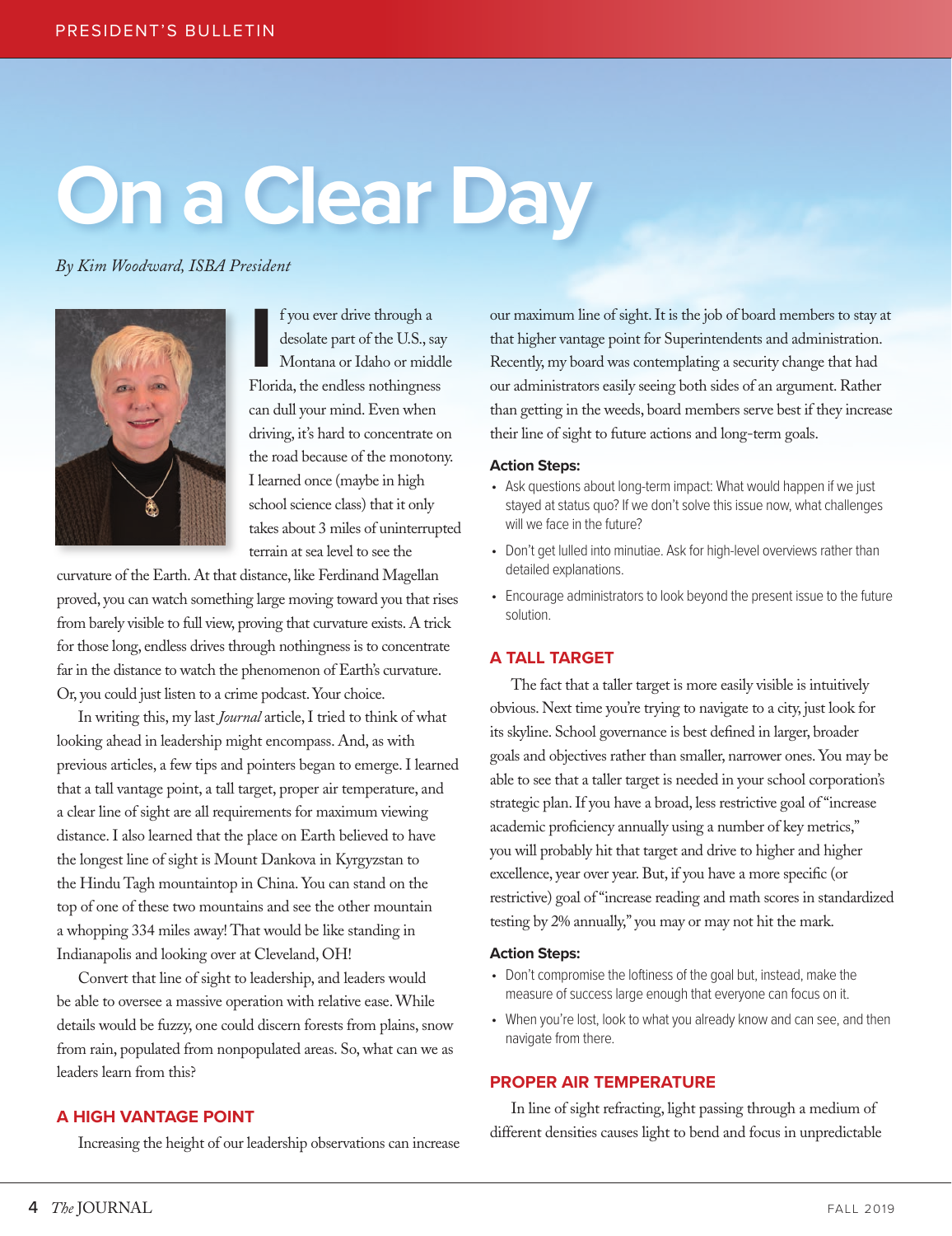# On a Clear Day

*By Kim Woodward, ISBA President*

If you ever drive through a desolate part of the U.S., say Montana or Idaho or middle Florida, the endless nothingness can dull your mind. Even when driving, it's hard to concentrate on the road because of the monotony. I learned once (maybe in high school science class) that it only takes about 3 miles of uninterrupted terrain at sea level to see the curvature of the Earth. At that distance, like Ferdinand Magellan proved, you can watch something large moving toward you that rises from barely visible to full view, proving that curvature exists. A trick for those long, endless drives through nothingness is to concentrate far in the distance to watch the phenomenon of Earth's curvature. Or, you could just listen to a crime podcast. Your choice.

In writing this, my last *Journal* article, I tried to think of what looking ahead in leadership might encompass. And, as with previous articles, a few tips and pointers began to emerge. I learned that a tall vantage point, a tall target, proper air temperature, and a clear line of sight are all requirements for maximum viewing distance. I also learned that the place on Earth believed to have the longest line of sight is Mount Dankova in Kyrgyzstan to the Hindu Tagh mountaintop in China. You can stand on the top of one of these two mountains and see the other mountain a whopping 334 miles away! That would be like standing in Indianapolis and looking over at Cleveland, OH!

Convert that line of sight to leadership, and leaders would be able to oversee a massive operation with relative ease. While details would be fuzzy, one could discern forests from plains, snow from rain, populated from nonpopulated areas. So, what can we as leaders learn from this?

## A HIGH VANTAGE POINT

Increasing the height of our leadership observations can increase our maximum line of sight. It is the job of board members to stay at that higher vantage point for Superintendents and administration. Recently, my board was contemplating a security change that had our administrators easily seeing both sides of an argument. Rather than getting in the weeds, board members serve best if they increase their line of sight to future actions and long-term goals.

**Action Steps:**

- Ask questions about long-term impact: What would happen if we just stayed at status quo? If we don't solve this issue now, what challenges will we face in the future?
- Don't get lulled into minutiae. Ask for high-level overviews rather than detailed explanations.
- Encourage administrators to look beyond the present issue to the future solution.

## A TALL TARGET

The fact that a taller target is more easily visible is intuitively obvious. Next time you're trying to navigate to a city, just look for its skyline. School governance is best defined in larger, broader goals and objectives rather than smaller, narrower ones. You may be able to see that a taller target is needed in your school corporation's strategic plan. If you have a broad, less restrictive goal of "increase academic proficiency annually using a number of key metrics," you will probably hit that target and drive to higher and higher excellence, year over year. But, if you have a more specific (or restrictive) goal of "increase reading and math scores in standardized testing by 2% annually," you may or may not hit the mark.

**Action Steps:**

- Don't compromise the loftiness of the goal but, instead, make the measure of success large enough that everyone can focus on it.
- When you're lost, look to what you already know and can see, and then navigate from there.

## PROPER AIR TEMPERATURE

In line of sight refracting, light passing through a medium of different densities causes light to bend and focus in unpredictable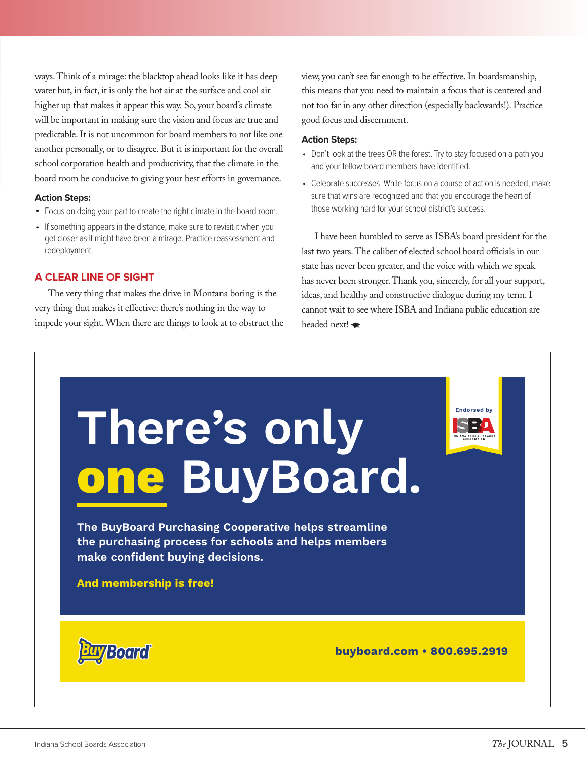ways. Think of a mirage: the blacktop ahead looks like it has deep water but, in fact, it is only the hot air at the surface and cool air higher up that makes it appear this way. So, your board's climate will be important in making sure the vision and focus are true and predictable. It is not uncommon for board members to not like one another personally, or to disagree. But it is important for the overall school corporation health and productivity, that the climate in the board room be conducive to giving your best efforts in governance.

**Action Steps:**

- Focus on doing your part to create the right climate in the board room.
- If something appears in the distance, make sure to revisit it when you get closer as it might have been a mirage. Practice reassessment and redeployment.

## A CLEAR LINE OF SIGHT

The very thing that makes the drive in Montana boring is the very thing that makes it effective: there's nothing in the way to impede your sight. When there are things to look at to obstruct the view, you can't see far enough to be effective. In boardsmanship, this means that you need to maintain a focus that is centered and not too far in any other direction (especially backwards!). Practice good focus and discernment.

**Action Steps:**

- Don't look at the trees OR the forest. Try to stay focused on a path you and your fellow board members have identified.
- Celebrate successes. While focus on a course of action is needed, make sure that wins are recognized and that you encourage the heart of those working hard for your school district's success.

I have been humbled to serve as ISBA's board president for the last two years. The caliber of elected school board officials in our state has never been greater, and the voice with which we speak has never been stronger. Thank you, sincerely, for all your support, ideas, and healthy and constructive dialogue during my term. I cannot wait to see where ISBA and Indiana public education are headed next!

# There's only one BuyBoard.

Endorsed by ISBA Indiana School Boards Association

**The BuyBoard Purchasing Cooperative helps streamline the purchasing process for schools and helps members make confident buying decisions.**

**And membership is free!**

BuyBoard

**buyboard.com • 800.695.2919**